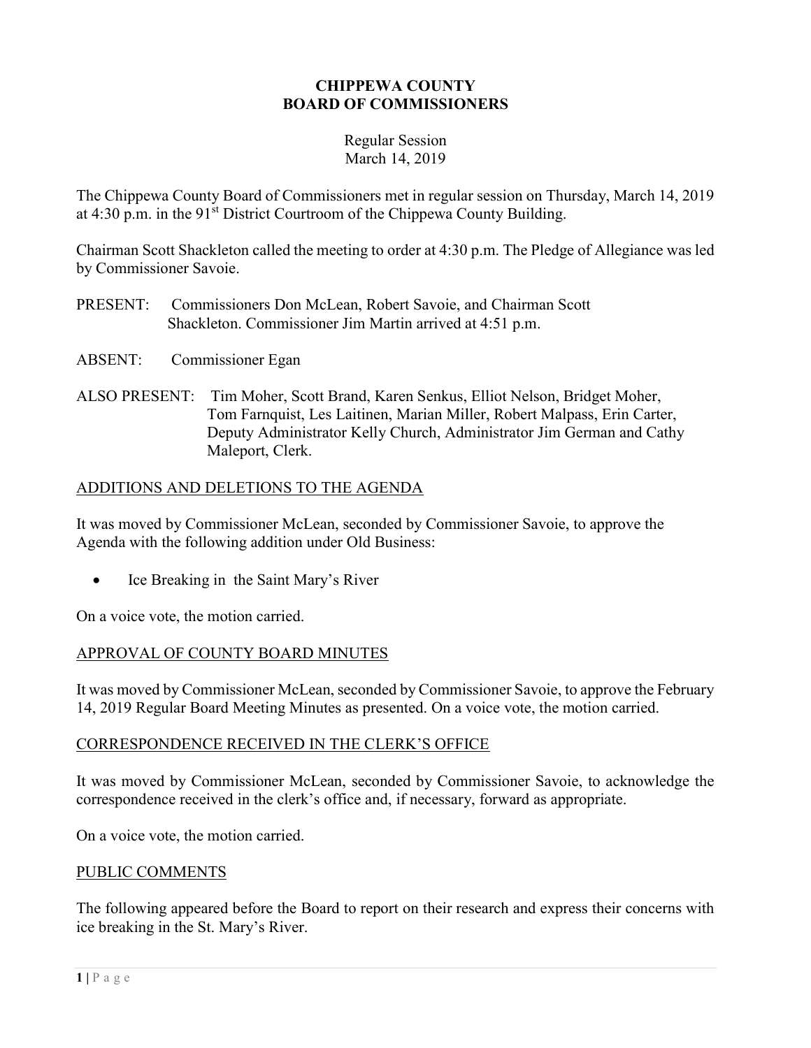# CHIPPEWA COUNTY
# BOARD OF COMMISSIONERS

Regular Session
March 14, 2019

The Chippewa County Board of Commissioners met in regular session on Thursday, March 14, 2019 at 4:30 p.m. in the 91st District Courtroom of the Chippewa County Building.

Chairman Scott Shackleton called the meeting to order at 4:30 p.m. The Pledge of Allegiance was led by Commissioner Savoie.

PRESENT: Commissioners Don McLean, Robert Savoie, and Chairman Scott Shackleton. Commissioner Jim Martin arrived at 4:51 p.m.

ABSENT: Commissioner Egan

ALSO PRESENT: Tim Moher, Scott Brand, Karen Senkus, Elliot Nelson, Bridget Moher, Tom Farnquist, Les Laitinen, Marian Miller, Robert Malpass, Erin Carter, Deputy Administrator Kelly Church, Administrator Jim German and Cathy Maleport, Clerk.

## ADDITIONS AND DELETIONS TO THE AGENDA

It was moved by Commissioner McLean, seconded by Commissioner Savoie, to approve the Agenda with the following addition under Old Business:

- Ice Breaking in the Saint Mary's River

On a voice vote, the motion carried.

## APPROVAL OF COUNTY BOARD MINUTES

It was moved by Commissioner McLean, seconded by Commissioner Savoie, to approve the February 14, 2019 Regular Board Meeting Minutes as presented. On a voice vote, the motion carried.

## CORRESPONDENCE RECEIVED IN THE CLERK'S OFFICE

It was moved by Commissioner McLean, seconded by Commissioner Savoie, to acknowledge the correspondence received in the clerk's office and, if necessary, forward as appropriate.

On a voice vote, the motion carried.

## PUBLIC COMMENTS

The following appeared before the Board to report on their research and express their concerns with ice breaking in the St. Mary's River.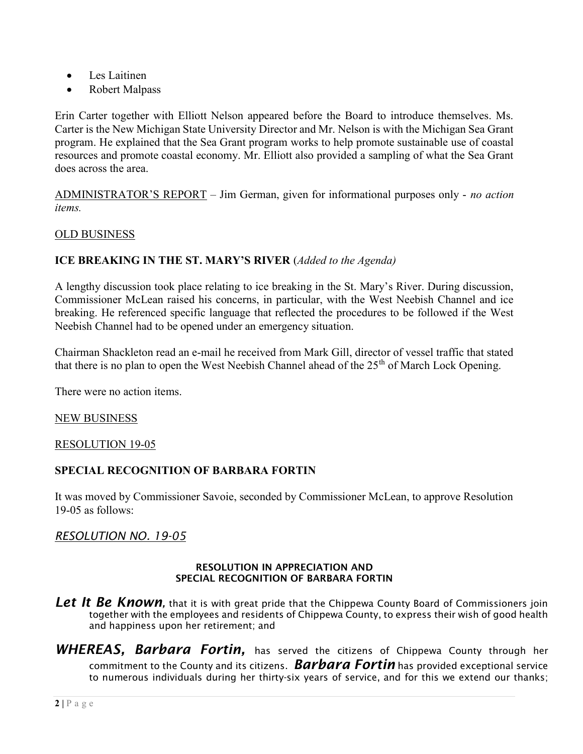- Les Laitinen
- Robert Malpass

Erin Carter together with Elliott Nelson appeared before the Board to introduce themselves. Ms. Carter is the New Michigan State University Director and Mr. Nelson is with the Michigan Sea Grant program. He explained that the Sea Grant program works to help promote sustainable use of coastal resources and promote coastal economy. Mr. Elliott also provided a sampling of what the Sea Grant does across the area.

ADMINISTRATOR'S REPORT – Jim German, given for informational purposes only - *no action items.*

OLD BUSINESS

**ICE BREAKING IN THE ST. MARY'S RIVER** (*Added to the Agenda)*

A lengthy discussion took place relating to ice breaking in the St. Mary's River. During discussion, Commissioner McLean raised his concerns, in particular, with the West Neebish Channel and ice breaking. He referenced specific language that reflected the procedures to be followed if the West Neebish Channel had to be opened under an emergency situation.

Chairman Shackleton read an e-mail he received from Mark Gill, director of vessel traffic that stated that there is no plan to open the West Neebish Channel ahead of the 25th of March Lock Opening.

There were no action items.

NEW BUSINESS

RESOLUTION 19-05

**SPECIAL RECOGNITION OF BARBARA FORTIN**

It was moved by Commissioner Savoie, seconded by Commissioner McLean, to approve Resolution 19-05 as follows:

*RESOLUTION NO. 19-05*

**RESOLUTION IN APPRECIATION AND SPECIAL RECOGNITION OF BARBARA FORTIN**

***Let It Be Known,*** that it is with great pride that the Chippewa County Board of Commissioners join together with the employees and residents of Chippewa County, to express their wish of good health and happiness upon her retirement; and

***WHEREAS, Barbara Fortin,*** has served the citizens of Chippewa County through her commitment to the County and its citizens. ***Barbara Fortin*** has provided exceptional service to numerous individuals during her thirty-six years of service, and for this we extend our thanks;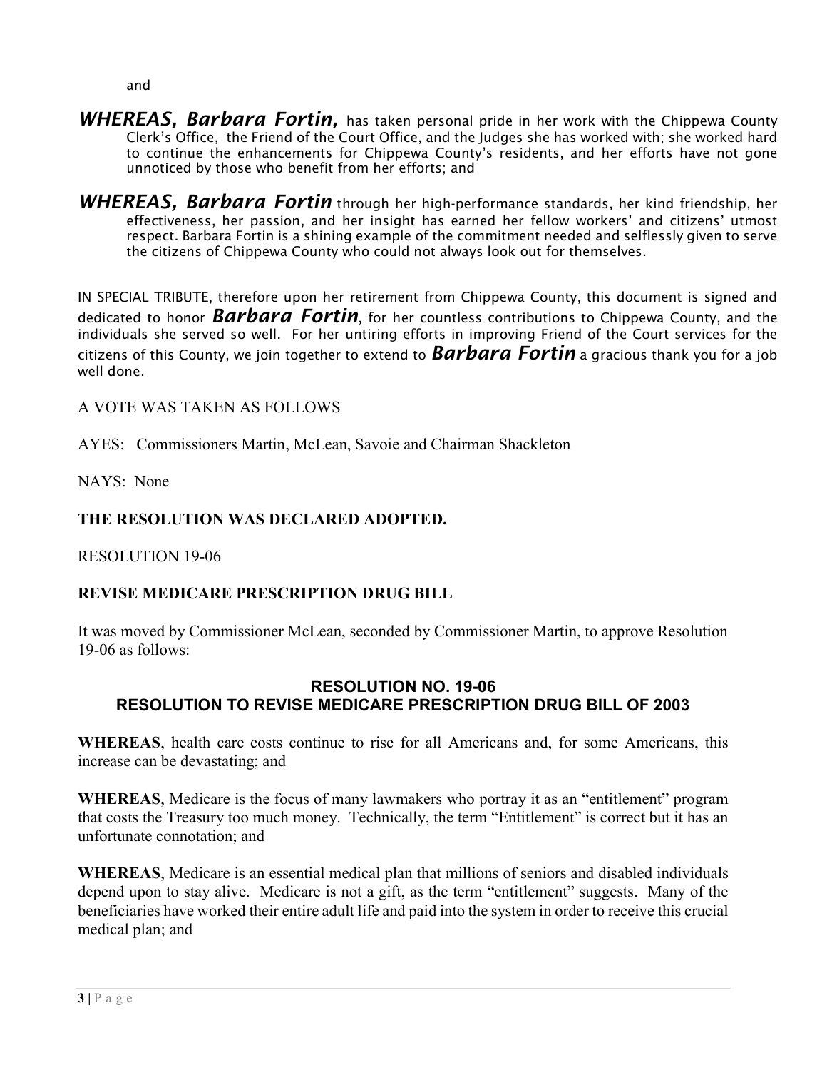and

***WHEREAS, Barbara Fortin,*** has taken personal pride in her work with the Chippewa County Clerk's Office, the Friend of the Court Office, and the Judges she has worked with; she worked hard to continue the enhancements for Chippewa County's residents, and her efforts have not gone unnoticed by those who benefit from her efforts; and

***WHEREAS, Barbara Fortin*** through her high-performance standards, her kind friendship, her effectiveness, her passion, and her insight has earned her fellow workers' and citizens' utmost respect. Barbara Fortin is a shining example of the commitment needed and selflessly given to serve the citizens of Chippewa County who could not always look out for themselves.

IN SPECIAL TRIBUTE, therefore upon her retirement from Chippewa County, this document is signed and dedicated to honor ***Barbara Fortin***, for her countless contributions to Chippewa County, and the individuals she served so well. For her untiring efforts in improving Friend of the Court services for the citizens of this County, we join together to extend to ***Barbara Fortin*** a gracious thank you for a job well done.

A VOTE WAS TAKEN AS FOLLOWS

AYES: Commissioners Martin, McLean, Savoie and Chairman Shackleton

NAYS: None

**THE RESOLUTION WAS DECLARED ADOPTED.**

RESOLUTION 19-06

**REVISE MEDICARE PRESCRIPTION DRUG BILL**

It was moved by Commissioner McLean, seconded by Commissioner Martin, to approve Resolution 19-06 as follows:

**RESOLUTION NO. 19-06**
**RESOLUTION TO REVISE MEDICARE PRESCRIPTION DRUG BILL OF 2003**

**WHEREAS**, health care costs continue to rise for all Americans and, for some Americans, this increase can be devastating; and

**WHEREAS**, Medicare is the focus of many lawmakers who portray it as an "entitlement" program that costs the Treasury too much money. Technically, the term "Entitlement" is correct but it has an unfortunate connotation; and

**WHEREAS**, Medicare is an essential medical plan that millions of seniors and disabled individuals depend upon to stay alive. Medicare is not a gift, as the term "entitlement" suggests. Many of the beneficiaries have worked their entire adult life and paid into the system in order to receive this crucial medical plan; and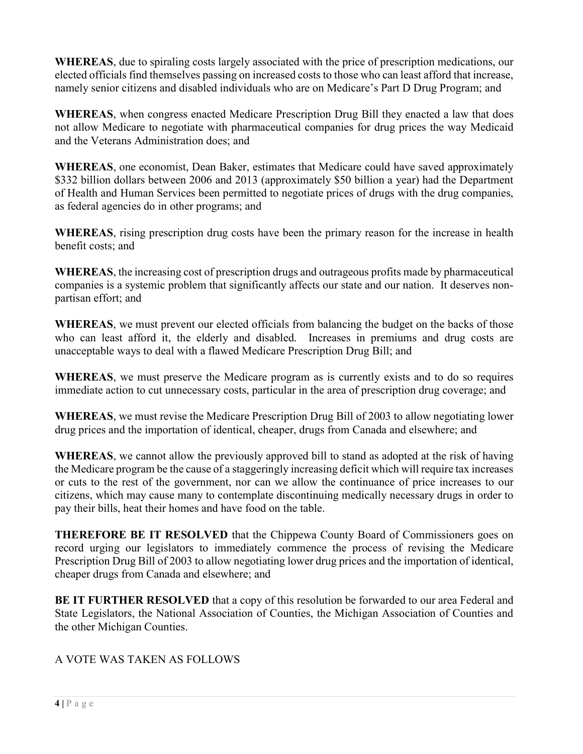**WHEREAS**, due to spiraling costs largely associated with the price of prescription medications, our elected officials find themselves passing on increased costs to those who can least afford that increase, namely senior citizens and disabled individuals who are on Medicare's Part D Drug Program; and

**WHEREAS**, when congress enacted Medicare Prescription Drug Bill they enacted a law that does not allow Medicare to negotiate with pharmaceutical companies for drug prices the way Medicaid and the Veterans Administration does; and

**WHEREAS**, one economist, Dean Baker, estimates that Medicare could have saved approximately $332 billion dollars between 2006 and 2013 (approximately $50 billion a year) had the Department of Health and Human Services been permitted to negotiate prices of drugs with the drug companies, as federal agencies do in other programs; and

**WHEREAS**, rising prescription drug costs have been the primary reason for the increase in health benefit costs; and

**WHEREAS**, the increasing cost of prescription drugs and outrageous profits made by pharmaceutical companies is a systemic problem that significantly affects our state and our nation. It deserves non-partisan effort; and

**WHEREAS**, we must prevent our elected officials from balancing the budget on the backs of those who can least afford it, the elderly and disabled. Increases in premiums and drug costs are unacceptable ways to deal with a flawed Medicare Prescription Drug Bill; and

**WHEREAS**, we must preserve the Medicare program as is currently exists and to do so requires immediate action to cut unnecessary costs, particular in the area of prescription drug coverage; and

**WHEREAS**, we must revise the Medicare Prescription Drug Bill of 2003 to allow negotiating lower drug prices and the importation of identical, cheaper, drugs from Canada and elsewhere; and

**WHEREAS**, we cannot allow the previously approved bill to stand as adopted at the risk of having the Medicare program be the cause of a staggeringly increasing deficit which will require tax increases or cuts to the rest of the government, nor can we allow the continuance of price increases to our citizens, which may cause many to contemplate discontinuing medically necessary drugs in order to pay their bills, heat their homes and have food on the table.

**THEREFORE BE IT RESOLVED** that the Chippewa County Board of Commissioners goes on record urging our legislators to immediately commence the process of revising the Medicare Prescription Drug Bill of 2003 to allow negotiating lower drug prices and the importation of identical, cheaper drugs from Canada and elsewhere; and

**BE IT FURTHER RESOLVED** that a copy of this resolution be forwarded to our area Federal and State Legislators, the National Association of Counties, the Michigan Association of Counties and the other Michigan Counties.

A VOTE WAS TAKEN AS FOLLOWS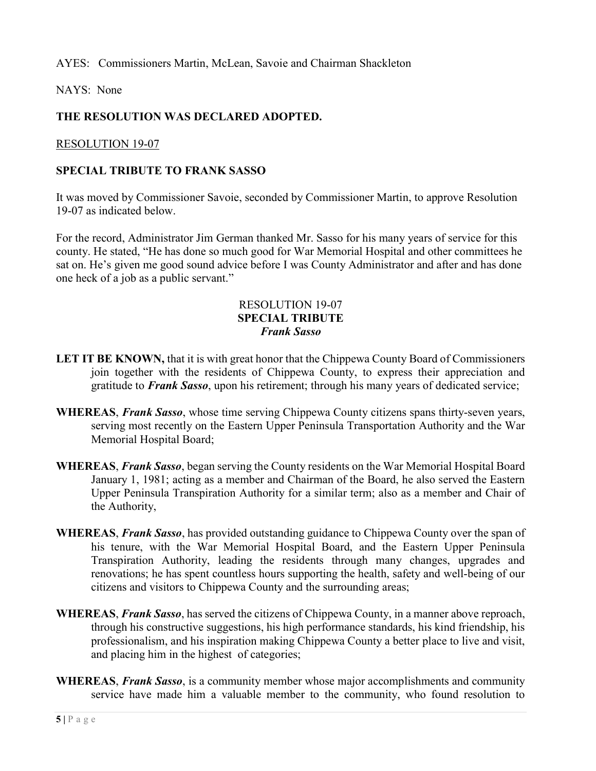AYES: Commissioners Martin, McLean, Savoie and Chairman Shackleton

NAYS: None

**THE RESOLUTION WAS DECLARED ADOPTED.**

RESOLUTION 19-07

**SPECIAL TRIBUTE TO FRANK SASSO**

It was moved by Commissioner Savoie, seconded by Commissioner Martin, to approve Resolution 19-07 as indicated below.

For the record, Administrator Jim German thanked Mr. Sasso for his many years of service for this county. He stated, "He has done so much good for War Memorial Hospital and other committees he sat on. He's given me good sound advice before I was County Administrator and after and has done one heck of a job as a public servant."

RESOLUTION 19-07
**SPECIAL TRIBUTE**
***Frank Sasso***

**LET IT BE KNOWN,** that it is with great honor that the Chippewa County Board of Commissioners join together with the residents of Chippewa County, to express their appreciation and gratitude to ***Frank Sasso***, upon his retirement; through his many years of dedicated service;

**WHEREAS**, ***Frank Sasso***, whose time serving Chippewa County citizens spans thirty-seven years, serving most recently on the Eastern Upper Peninsula Transportation Authority and the War Memorial Hospital Board;

**WHEREAS**, ***Frank Sasso***, began serving the County residents on the War Memorial Hospital Board January 1, 1981; acting as a member and Chairman of the Board, he also served the Eastern Upper Peninsula Transpiration Authority for a similar term; also as a member and Chair of the Authority,

**WHEREAS**, ***Frank Sasso***, has provided outstanding guidance to Chippewa County over the span of his tenure, with the War Memorial Hospital Board, and the Eastern Upper Peninsula Transpiration Authority, leading the residents through many changes, upgrades and renovations; he has spent countless hours supporting the health, safety and well-being of our citizens and visitors to Chippewa County and the surrounding areas;

**WHEREAS**, ***Frank Sasso***, has served the citizens of Chippewa County, in a manner above reproach, through his constructive suggestions, his high performance standards, his kind friendship, his professionalism, and his inspiration making Chippewa County a better place to live and visit, and placing him in the highest of categories;

**WHEREAS**, ***Frank Sasso***, is a community member whose major accomplishments and community service have made him a valuable member to the community, who found resolution to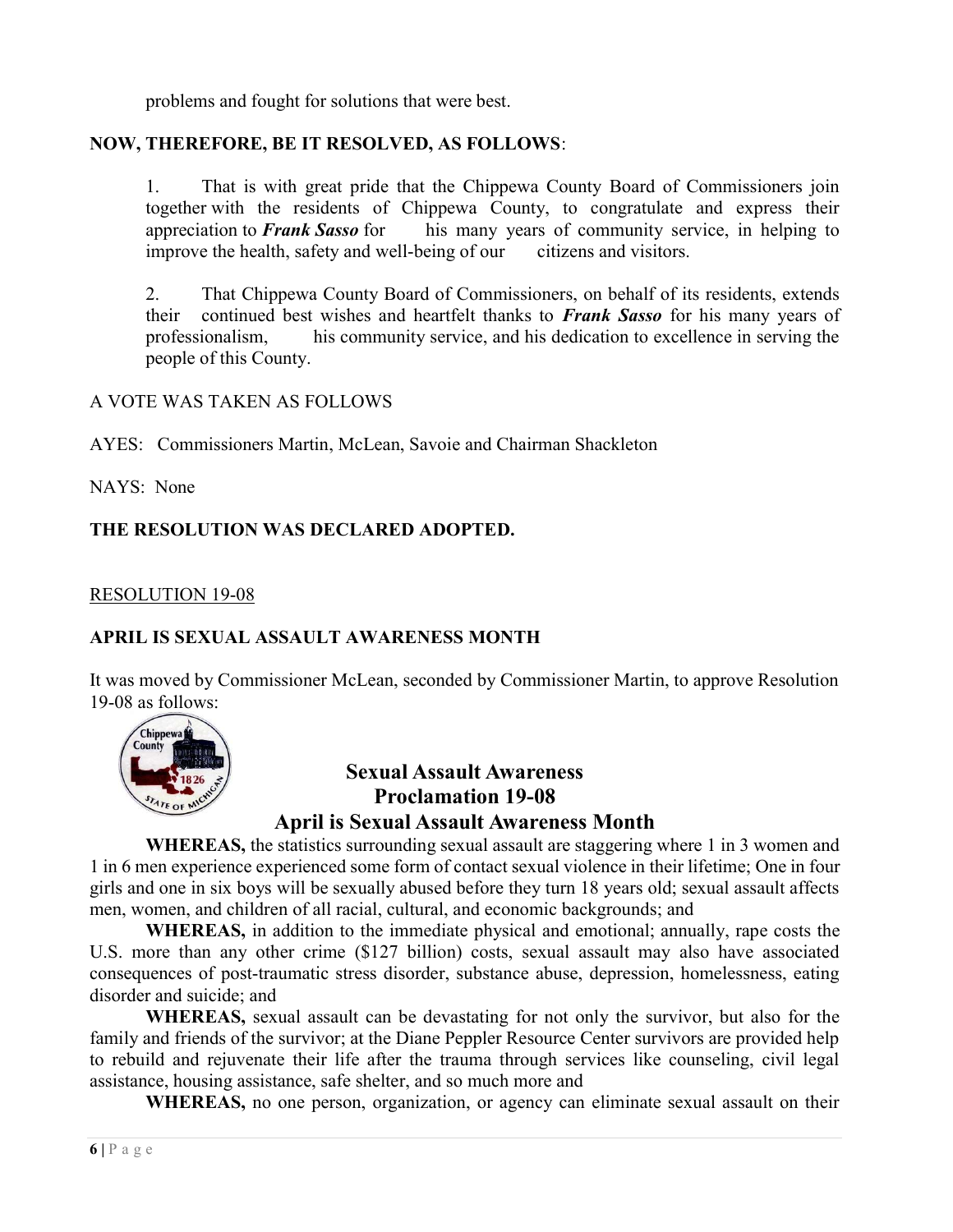problems and fought for solutions that were best.

**NOW, THEREFORE, BE IT RESOLVED, AS FOLLOWS**:

1. That is with great pride that the Chippewa County Board of Commissioners join together with the residents of Chippewa County, to congratulate and express their appreciation to ***Frank Sasso*** for his many years of community service, in helping to improve the health, safety and well-being of our citizens and visitors.

2. That Chippewa County Board of Commissioners, on behalf of its residents, extends their continued best wishes and heartfelt thanks to ***Frank Sasso*** for his many years of professionalism, his community service, and his dedication to excellence in serving the people of this County.

A VOTE WAS TAKEN AS FOLLOWS

AYES: Commissioners Martin, McLean, Savoie and Chairman Shackleton

NAYS: None

**THE RESOLUTION WAS DECLARED ADOPTED.**

RESOLUTION 19-08

**APRIL IS SEXUAL ASSAULT AWARENESS MONTH**

It was moved by Commissioner McLean, seconded by Commissioner Martin, to approve Resolution 19-08 as follows:

**Sexual Assault Awareness**
**Proclamation 19-08**
**April is Sexual Assault Awareness Month**

**WHEREAS,** the statistics surrounding sexual assault are staggering where 1 in 3 women and 1 in 6 men experience experienced some form of contact sexual violence in their lifetime; One in four girls and one in six boys will be sexually abused before they turn 18 years old; sexual assault affects men, women, and children of all racial, cultural, and economic backgrounds; and

**WHEREAS,** in addition to the immediate physical and emotional; annually, rape costs the U.S. more than any other crime ($127 billion) costs, sexual assault may also have associated consequences of post-traumatic stress disorder, substance abuse, depression, homelessness, eating disorder and suicide; and

**WHEREAS,** sexual assault can be devastating for not only the survivor, but also for the family and friends of the survivor; at the Diane Peppler Resource Center survivors are provided help to rebuild and rejuvenate their life after the trauma through services like counseling, civil legal assistance, housing assistance, safe shelter, and so much more and

**WHEREAS,** no one person, organization, or agency can eliminate sexual assault on their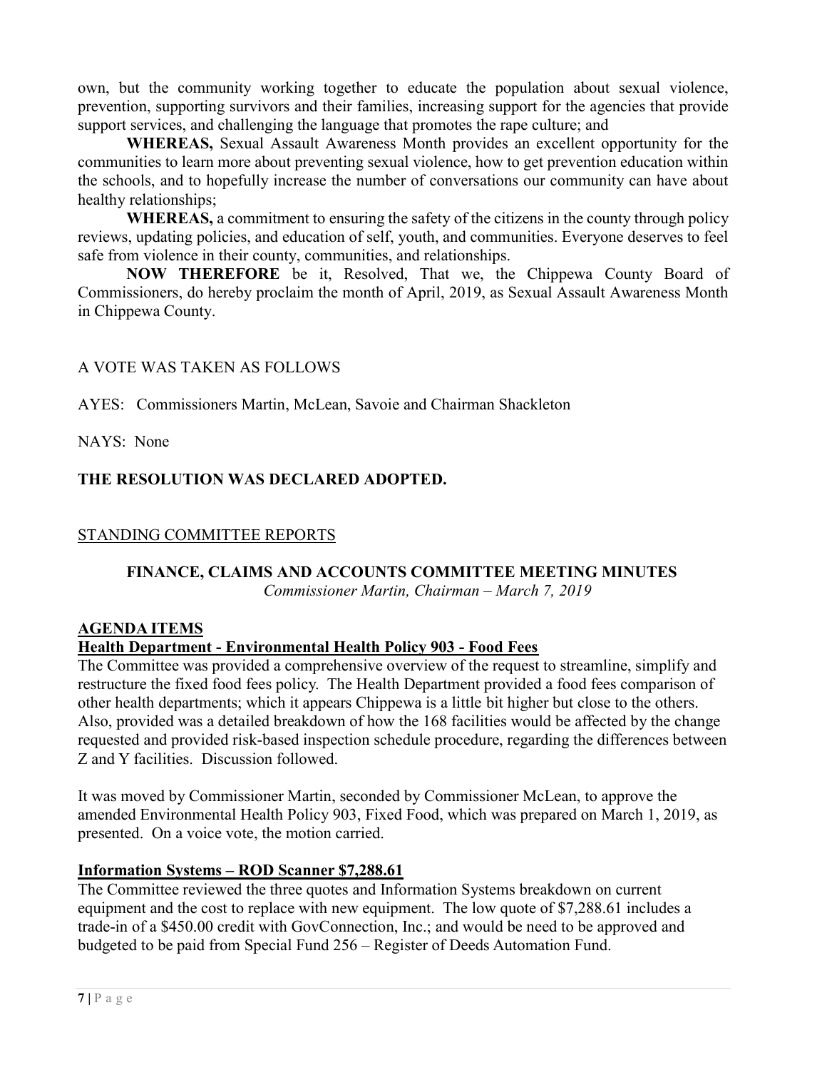own, but the community working together to educate the population about sexual violence, prevention, supporting survivors and their families, increasing support for the agencies that provide support services, and challenging the language that promotes the rape culture; and

**WHEREAS,** Sexual Assault Awareness Month provides an excellent opportunity for the communities to learn more about preventing sexual violence, how to get prevention education within the schools, and to hopefully increase the number of conversations our community can have about healthy relationships;

**WHEREAS,** a commitment to ensuring the safety of the citizens in the county through policy reviews, updating policies, and education of self, youth, and communities. Everyone deserves to feel safe from violence in their county, communities, and relationships.

**NOW THEREFORE** be it, Resolved, That we, the Chippewa County Board of Commissioners, do hereby proclaim the month of April, 2019, as Sexual Assault Awareness Month in Chippewa County.

A VOTE WAS TAKEN AS FOLLOWS

AYES: Commissioners Martin, McLean, Savoie and Chairman Shackleton

NAYS: None

**THE RESOLUTION WAS DECLARED ADOPTED.**

STANDING COMMITTEE REPORTS

## FINANCE, CLAIMS AND ACCOUNTS COMMITTEE MEETING MINUTES

*Commissioner Martin, Chairman – March 7, 2019*

### AGENDA ITEMS

**Health Department - Environmental Health Policy 903 - Food Fees**

The Committee was provided a comprehensive overview of the request to streamline, simplify and restructure the fixed food fees policy. The Health Department provided a food fees comparison of other health departments; which it appears Chippewa is a little bit higher but close to the others. Also, provided was a detailed breakdown of how the 168 facilities would be affected by the change requested and provided risk-based inspection schedule procedure, regarding the differences between Z and Y facilities. Discussion followed.

It was moved by Commissioner Martin, seconded by Commissioner McLean, to approve the amended Environmental Health Policy 903, Fixed Food, which was prepared on March 1, 2019, as presented. On a voice vote, the motion carried.

**Information Systems – ROD Scanner $7,288.61**

The Committee reviewed the three quotes and Information Systems breakdown on current equipment and the cost to replace with new equipment. The low quote of $7,288.61 includes a trade-in of a $450.00 credit with GovConnection, Inc.; and would be need to be approved and budgeted to be paid from Special Fund 256 – Register of Deeds Automation Fund.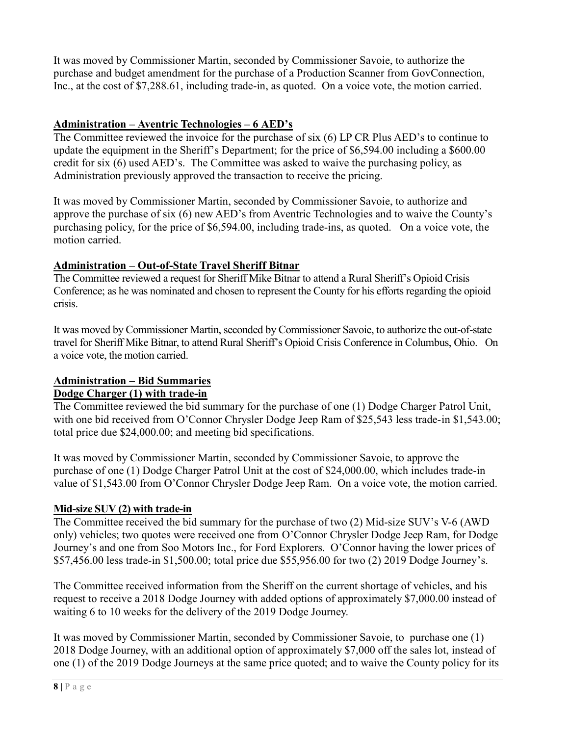It was moved by Commissioner Martin, seconded by Commissioner Savoie, to authorize the purchase and budget amendment for the purchase of a Production Scanner from GovConnection, Inc., at the cost of $7,288.61, including trade-in, as quoted. On a voice vote, the motion carried.

**Administration – Aventric Technologies – 6 AED's**

The Committee reviewed the invoice for the purchase of six (6) LP CR Plus AED's to continue to update the equipment in the Sheriff's Department; for the price of $6,594.00 including a $600.00 credit for six (6) used AED's. The Committee was asked to waive the purchasing policy, as Administration previously approved the transaction to receive the pricing.

It was moved by Commissioner Martin, seconded by Commissioner Savoie, to authorize and approve the purchase of six (6) new AED's from Aventric Technologies and to waive the County's purchasing policy, for the price of $6,594.00, including trade-ins, as quoted. On a voice vote, the motion carried.

**Administration – Out-of-State Travel Sheriff Bitnar**

The Committee reviewed a request for Sheriff Mike Bitnar to attend a Rural Sheriff's Opioid Crisis Conference; as he was nominated and chosen to represent the County for his efforts regarding the opioid crisis.

It was moved by Commissioner Martin, seconded by Commissioner Savoie, to authorize the out-of-state travel for Sheriff Mike Bitnar, to attend Rural Sheriff's Opioid Crisis Conference in Columbus, Ohio. On a voice vote, the motion carried.

**Administration – Bid Summaries**

**Dodge Charger (1) with trade-in**

The Committee reviewed the bid summary for the purchase of one (1) Dodge Charger Patrol Unit, with one bid received from O'Connor Chrysler Dodge Jeep Ram of $25,543 less trade-in $1,543.00; total price due $24,000.00; and meeting bid specifications.

It was moved by Commissioner Martin, seconded by Commissioner Savoie, to approve the purchase of one (1) Dodge Charger Patrol Unit at the cost of $24,000.00, which includes trade-in value of $1,543.00 from O'Connor Chrysler Dodge Jeep Ram. On a voice vote, the motion carried.

**Mid-size SUV (2) with trade-in**

The Committee received the bid summary for the purchase of two (2) Mid-size SUV's V-6 (AWD only) vehicles; two quotes were received one from O'Connor Chrysler Dodge Jeep Ram, for Dodge Journey's and one from Soo Motors Inc., for Ford Explorers. O'Connor having the lower prices of $57,456.00 less trade-in $1,500.00; total price due $55,956.00 for two (2) 2019 Dodge Journey's.

The Committee received information from the Sheriff on the current shortage of vehicles, and his request to receive a 2018 Dodge Journey with added options of approximately $7,000.00 instead of waiting 6 to 10 weeks for the delivery of the 2019 Dodge Journey.

It was moved by Commissioner Martin, seconded by Commissioner Savoie, to purchase one (1) 2018 Dodge Journey, with an additional option of approximately $7,000 off the sales lot, instead of one (1) of the 2019 Dodge Journeys at the same price quoted; and to waive the County policy for its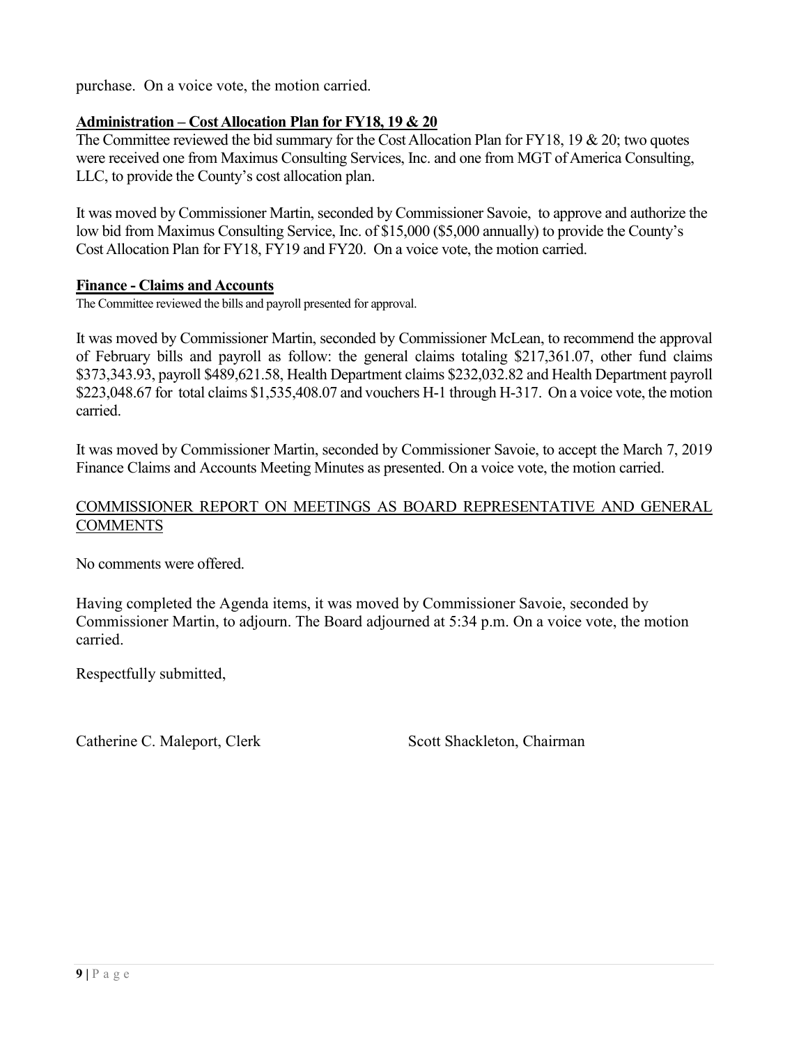purchase. On a voice vote, the motion carried.

**Administration – Cost Allocation Plan for FY18, 19 & 20**

The Committee reviewed the bid summary for the Cost Allocation Plan for FY18, 19 & 20; two quotes were received one from Maximus Consulting Services, Inc. and one from MGT of America Consulting, LLC, to provide the County's cost allocation plan.

It was moved by Commissioner Martin, seconded by Commissioner Savoie, to approve and authorize the low bid from Maximus Consulting Service, Inc. of $15,000 ($5,000 annually) to provide the County's Cost Allocation Plan for FY18, FY19 and FY20. On a voice vote, the motion carried.

**Finance - Claims and Accounts**

The Committee reviewed the bills and payroll presented for approval.

It was moved by Commissioner Martin, seconded by Commissioner McLean, to recommend the approval of February bills and payroll as follow: the general claims totaling $217,361.07, other fund claims $373,343.93, payroll $489,621.58, Health Department claims $232,032.82 and Health Department payroll $223,048.67 for total claims $1,535,408.07 and vouchers H-1 through H-317. On a voice vote, the motion carried.

It was moved by Commissioner Martin, seconded by Commissioner Savoie, to accept the March 7, 2019 Finance Claims and Accounts Meeting Minutes as presented. On a voice vote, the motion carried.

COMMISSIONER REPORT ON MEETINGS AS BOARD REPRESENTATIVE AND GENERAL COMMENTS

No comments were offered.

Having completed the Agenda items, it was moved by Commissioner Savoie, seconded by Commissioner Martin, to adjourn. The Board adjourned at 5:34 p.m. On a voice vote, the motion carried.

Respectfully submitted,

Catherine C. Maleport, Clerk

Scott Shackleton, Chairman